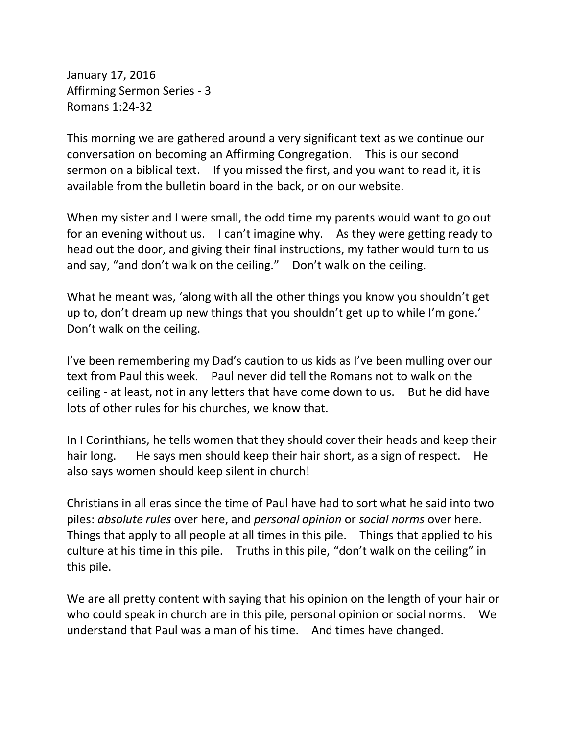January 17, 2016
Affirming Sermon Series - 3
Romans 1:24-32

This morning we are gathered around a very significant text as we continue our conversation on becoming an Affirming Congregation. This is our second sermon on a biblical text. If you missed the first, and you want to read it, it is available from the bulletin board in the back, or on our website.

When my sister and I were small, the odd time my parents would want to go out for an evening without us. I can't imagine why. As they were getting ready to head out the door, and giving their final instructions, my father would turn to us and say, "and don't walk on the ceiling." Don't walk on the ceiling.

What he meant was, 'along with all the other things you know you shouldn't get up to, don't dream up new things that you shouldn't get up to while I'm gone.' Don't walk on the ceiling.

I've been remembering my Dad's caution to us kids as I've been mulling over our text from Paul this week. Paul never did tell the Romans not to walk on the ceiling - at least, not in any letters that have come down to us. But he did have lots of other rules for his churches, we know that.

In I Corinthians, he tells women that they should cover their heads and keep their hair long. He says men should keep their hair short, as a sign of respect. He also says women should keep silent in church!

Christians in all eras since the time of Paul have had to sort what he said into two piles: *absolute rules* over here, and *personal opinion* or *social norms* over here. Things that apply to all people at all times in this pile. Things that applied to his culture at his time in this pile. Truths in this pile, "don't walk on the ceiling" in this pile.

We are all pretty content with saying that his opinion on the length of your hair or who could speak in church are in this pile, personal opinion or social norms. We understand that Paul was a man of his time. And times have changed.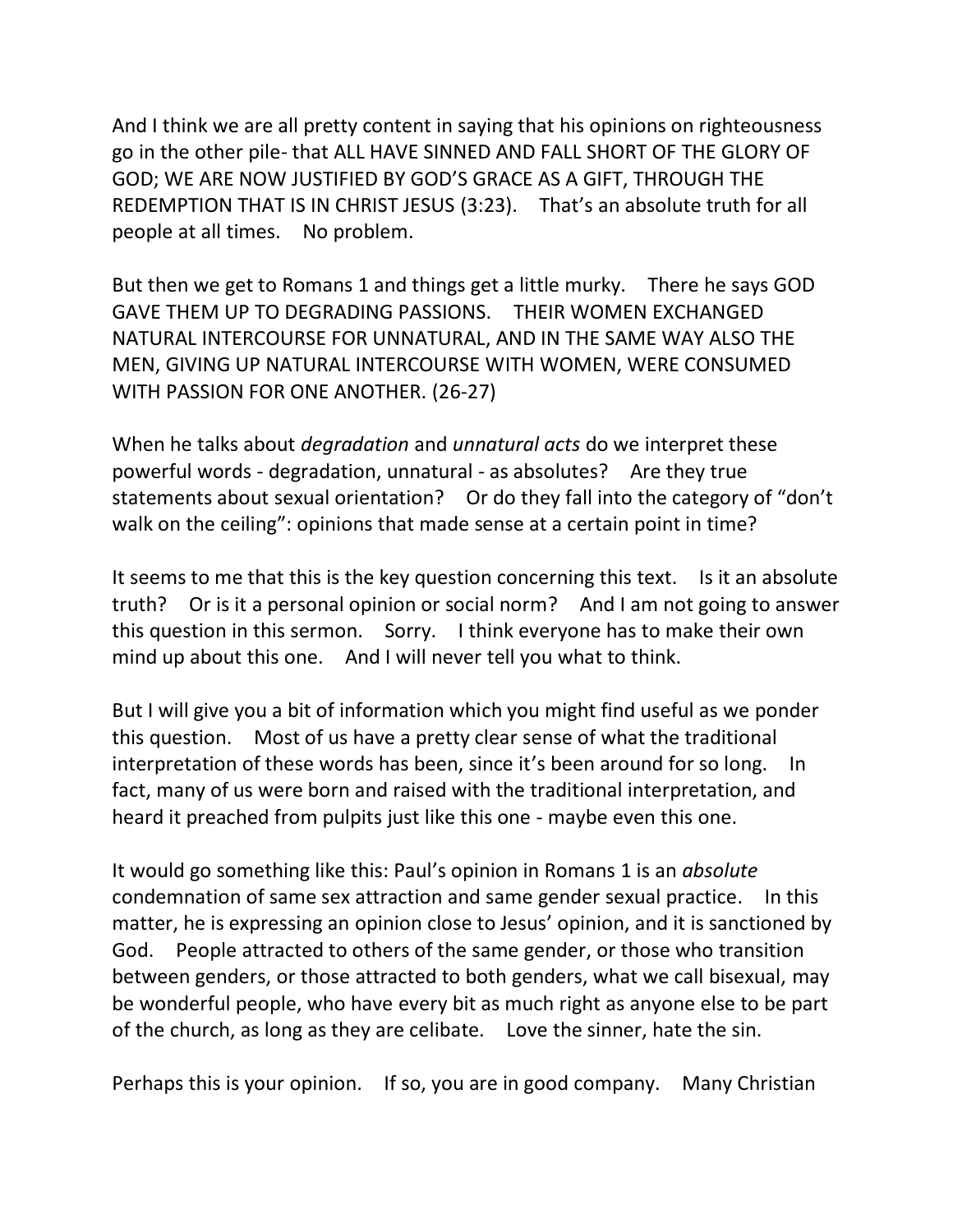And I think we are all pretty content in saying that his opinions on righteousness go in the other pile- that ALL HAVE SINNED AND FALL SHORT OF THE GLORY OF GOD; WE ARE NOW JUSTIFIED BY GOD'S GRACE AS A GIFT, THROUGH THE REDEMPTION THAT IS IN CHRIST JESUS (3:23). That's an absolute truth for all people at all times. No problem.

But then we get to Romans 1 and things get a little murky. There he says GOD GAVE THEM UP TO DEGRADING PASSIONS. THEIR WOMEN EXCHANGED NATURAL INTERCOURSE FOR UNNATURAL, AND IN THE SAME WAY ALSO THE MEN, GIVING UP NATURAL INTERCOURSE WITH WOMEN, WERE CONSUMED WITH PASSION FOR ONE ANOTHER. (26-27)

When he talks about *degradation* and *unnatural acts* do we interpret these powerful words - degradation, unnatural - as absolutes? Are they true statements about sexual orientation? Or do they fall into the category of "don't walk on the ceiling": opinions that made sense at a certain point in time?

It seems to me that this is the key question concerning this text. Is it an absolute truth? Or is it a personal opinion or social norm? And I am not going to answer this question in this sermon. Sorry. I think everyone has to make their own mind up about this one. And I will never tell you what to think.

But I will give you a bit of information which you might find useful as we ponder this question. Most of us have a pretty clear sense of what the traditional interpretation of these words has been, since it's been around for so long. In fact, many of us were born and raised with the traditional interpretation, and heard it preached from pulpits just like this one - maybe even this one.

It would go something like this: Paul's opinion in Romans 1 is an *absolute* condemnation of same sex attraction and same gender sexual practice. In this matter, he is expressing an opinion close to Jesus' opinion, and it is sanctioned by God. People attracted to others of the same gender, or those who transition between genders, or those attracted to both genders, what we call bisexual, may be wonderful people, who have every bit as much right as anyone else to be part of the church, as long as they are celibate. Love the sinner, hate the sin.

Perhaps this is your opinion. If so, you are in good company. Many Christian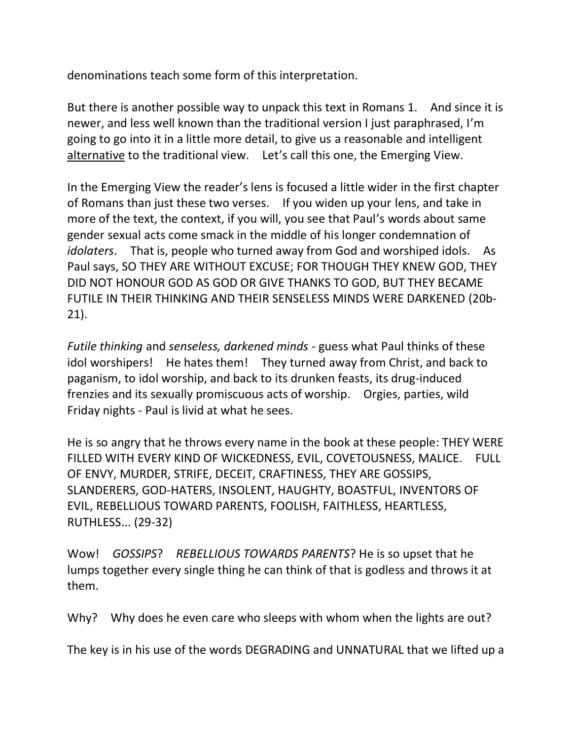denominations teach some form of this interpretation.

But there is another possible way to unpack this text in Romans 1. And since it is newer, and less well known than the traditional version I just paraphrased, I'm going to go into it in a little more detail, to give us a reasonable and intelligent <u>alternative</u> to the traditional view. Let's call this one, the Emerging View.

In the Emerging View the reader's lens is focused a little wider in the first chapter of Romans than just these two verses. If you widen up your lens, and take in more of the text, the context, if you will, you see that Paul's words about same gender sexual acts come smack in the middle of his longer condemnation of *idolaters*. That is, people who turned away from God and worshiped idols. As Paul says, SO THEY ARE WITHOUT EXCUSE; FOR THOUGH THEY KNEW GOD, THEY DID NOT HONOUR GOD AS GOD OR GIVE THANKS TO GOD, BUT THEY BECAME FUTILE IN THEIR THINKING AND THEIR SENSELESS MINDS WERE DARKENED (20b-21).

*Futile thinking* and *senseless, darkened minds* - guess what Paul thinks of these idol worshipers! He hates them! They turned away from Christ, and back to paganism, to idol worship, and back to its drunken feasts, its drug-induced frenzies and its sexually promiscuous acts of worship. Orgies, parties, wild Friday nights - Paul is livid at what he sees.

He is so angry that he throws every name in the book at these people: THEY WERE FILLED WITH EVERY KIND OF WICKEDNESS, EVIL, COVETOUSNESS, MALICE. FULL OF ENVY, MURDER, STRIFE, DECEIT, CRAFTINESS, THEY ARE GOSSIPS, SLANDERERS, GOD-HATERS, INSOLENT, HAUGHTY, BOASTFUL, INVENTORS OF EVIL, REBELLIOUS TOWARD PARENTS, FOOLISH, FAITHLESS, HEARTLESS, RUTHLESS... (29-32)

Wow! *GOSSIPS*? *REBELLIOUS TOWARDS PARENTS*? He is so upset that he lumps together every single thing he can think of that is godless and throws it at them.

Why? Why does he even care who sleeps with whom when the lights are out?

The key is in his use of the words DEGRADING and UNNATURAL that we lifted up a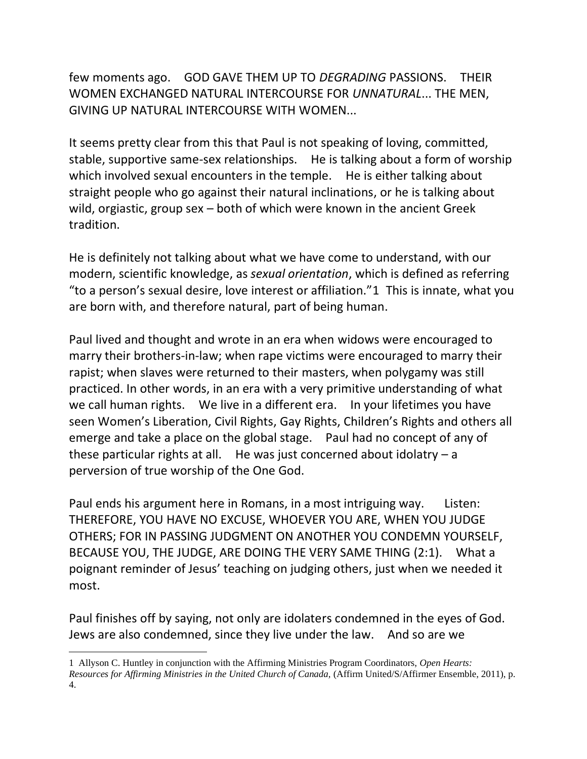few moments ago. GOD GAVE THEM UP TO *DEGRADING* PASSIONS. THEIR WOMEN EXCHANGED NATURAL INTERCOURSE FOR *UNNATURAL*... THE MEN, GIVING UP NATURAL INTERCOURSE WITH WOMEN...

It seems pretty clear from this that Paul is not speaking of loving, committed, stable, supportive same-sex relationships. He is talking about a form of worship which involved sexual encounters in the temple. He is either talking about straight people who go against their natural inclinations, or he is talking about wild, orgiastic, group sex – both of which were known in the ancient Greek tradition.

He is definitely not talking about what we have come to understand, with our modern, scientific knowledge, as *sexual orientation*, which is defined as referring "to a person's sexual desire, love interest or affiliation."[1] This is innate, what you are born with, and therefore natural, part of being human.

Paul lived and thought and wrote in an era when widows were encouraged to marry their brothers-in-law; when rape victims were encouraged to marry their rapist; when slaves were returned to their masters, when polygamy was still practiced. In other words, in an era with a very primitive understanding of what we call human rights. We live in a different era. In your lifetimes you have seen Women's Liberation, Civil Rights, Gay Rights, Children's Rights and others all emerge and take a place on the global stage. Paul had no concept of any of these particular rights at all. He was just concerned about idolatry – a perversion of true worship of the One God.

Paul ends his argument here in Romans, in a most intriguing way. Listen: THEREFORE, YOU HAVE NO EXCUSE, WHOEVER YOU ARE, WHEN YOU JUDGE OTHERS; FOR IN PASSING JUDGMENT ON ANOTHER YOU CONDEMN YOURSELF, BECAUSE YOU, THE JUDGE, ARE DOING THE VERY SAME THING (2:1). What a poignant reminder of Jesus' teaching on judging others, just when we needed it most.

Paul finishes off by saying, not only are idolaters condemned in the eyes of God. Jews are also condemned, since they live under the law. And so are we

---

[1] Allyson C. Huntley in conjunction with the Affirming Ministries Program Coordinators, *Open Hearts: Resources for Affirming Ministries in the United Church of Canada*, (Affirm United/S/Affirmer Ensemble, 2011), p. 4.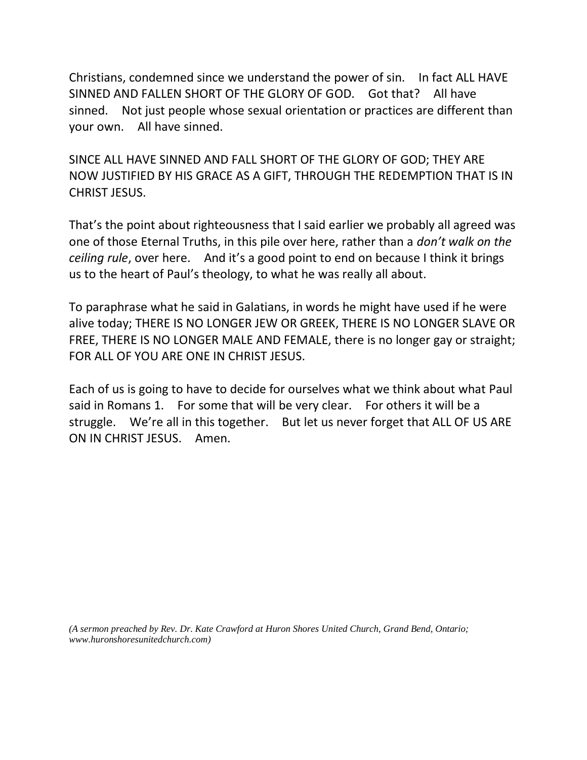Christians, condemned since we understand the power of sin. In fact ALL HAVE SINNED AND FALLEN SHORT OF THE GLORY OF GOD. Got that? All have sinned. Not just people whose sexual orientation or practices are different than your own. All have sinned.

SINCE ALL HAVE SINNED AND FALL SHORT OF THE GLORY OF GOD; THEY ARE NOW JUSTIFIED BY HIS GRACE AS A GIFT, THROUGH THE REDEMPTION THAT IS IN CHRIST JESUS.

That's the point about righteousness that I said earlier we probably all agreed was one of those Eternal Truths, in this pile over here, rather than a *don't walk on the ceiling rule*, over here. And it's a good point to end on because I think it brings us to the heart of Paul's theology, to what he was really all about.

To paraphrase what he said in Galatians, in words he might have used if he were alive today; THERE IS NO LONGER JEW OR GREEK, THERE IS NO LONGER SLAVE OR FREE, THERE IS NO LONGER MALE AND FEMALE, there is no longer gay or straight; FOR ALL OF YOU ARE ONE IN CHRIST JESUS.

Each of us is going to have to decide for ourselves what we think about what Paul said in Romans 1. For some that will be very clear. For others it will be a struggle. We're all in this together. But let us never forget that ALL OF US ARE ON IN CHRIST JESUS. Amen.

*(A sermon preached by Rev. Dr. Kate Crawford at Huron Shores United Church, Grand Bend, Ontario; www.huronshoresunitedchurch.com)*